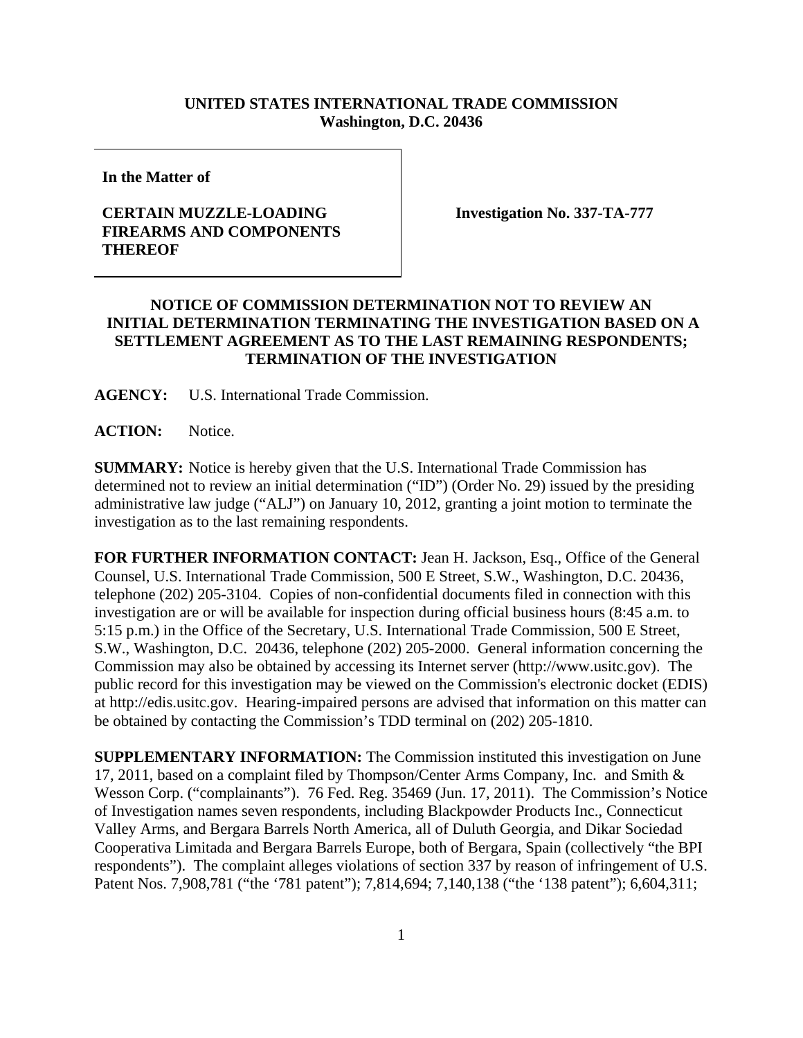**UNITED STATES INTERNATIONAL TRADE COMMISSION**
**Washington, D.C. 20436**

**In the Matter of**

**CERTAIN MUZZLE-LOADING FIREARMS AND COMPONENTS THEREOF**

**Investigation No. 337-TA-777**

**NOTICE OF COMMISSION DETERMINATION NOT TO REVIEW AN INITIAL DETERMINATION TERMINATING THE INVESTIGATION BASED ON A SETTLEMENT AGREEMENT AS TO THE LAST REMAINING RESPONDENTS; TERMINATION OF THE INVESTIGATION**

**AGENCY:** U.S. International Trade Commission.

**ACTION:** Notice.

**SUMMARY:** Notice is hereby given that the U.S. International Trade Commission has determined not to review an initial determination ("ID") (Order No. 29) issued by the presiding administrative law judge ("ALJ") on January 10, 2012, granting a joint motion to terminate the investigation as to the last remaining respondents.

**FOR FURTHER INFORMATION CONTACT:** Jean H. Jackson, Esq., Office of the General Counsel, U.S. International Trade Commission, 500 E Street, S.W., Washington, D.C. 20436, telephone (202) 205-3104. Copies of non-confidential documents filed in connection with this investigation are or will be available for inspection during official business hours (8:45 a.m. to 5:15 p.m.) in the Office of the Secretary, U.S. International Trade Commission, 500 E Street, S.W., Washington, D.C. 20436, telephone (202) 205-2000. General information concerning the Commission may also be obtained by accessing its Internet server (http://www.usitc.gov). The public record for this investigation may be viewed on the Commission's electronic docket (EDIS) at http://edis.usitc.gov. Hearing-impaired persons are advised that information on this matter can be obtained by contacting the Commission's TDD terminal on (202) 205-1810.

**SUPPLEMENTARY INFORMATION:** The Commission instituted this investigation on June 17, 2011, based on a complaint filed by Thompson/Center Arms Company, Inc. and Smith & Wesson Corp. ("complainants"). 76 Fed. Reg. 35469 (Jun. 17, 2011). The Commission's Notice of Investigation names seven respondents, including Blackpowder Products Inc., Connecticut Valley Arms, and Bergara Barrels North America, all of Duluth Georgia, and Dikar Sociedad Cooperativa Limitada and Bergara Barrels Europe, both of Bergara, Spain (collectively "the BPI respondents"). The complaint alleges violations of section 337 by reason of infringement of U.S. Patent Nos. 7,908,781 ("the '781 patent"); 7,814,694; 7,140,138 ("the '138 patent"); 6,604,311;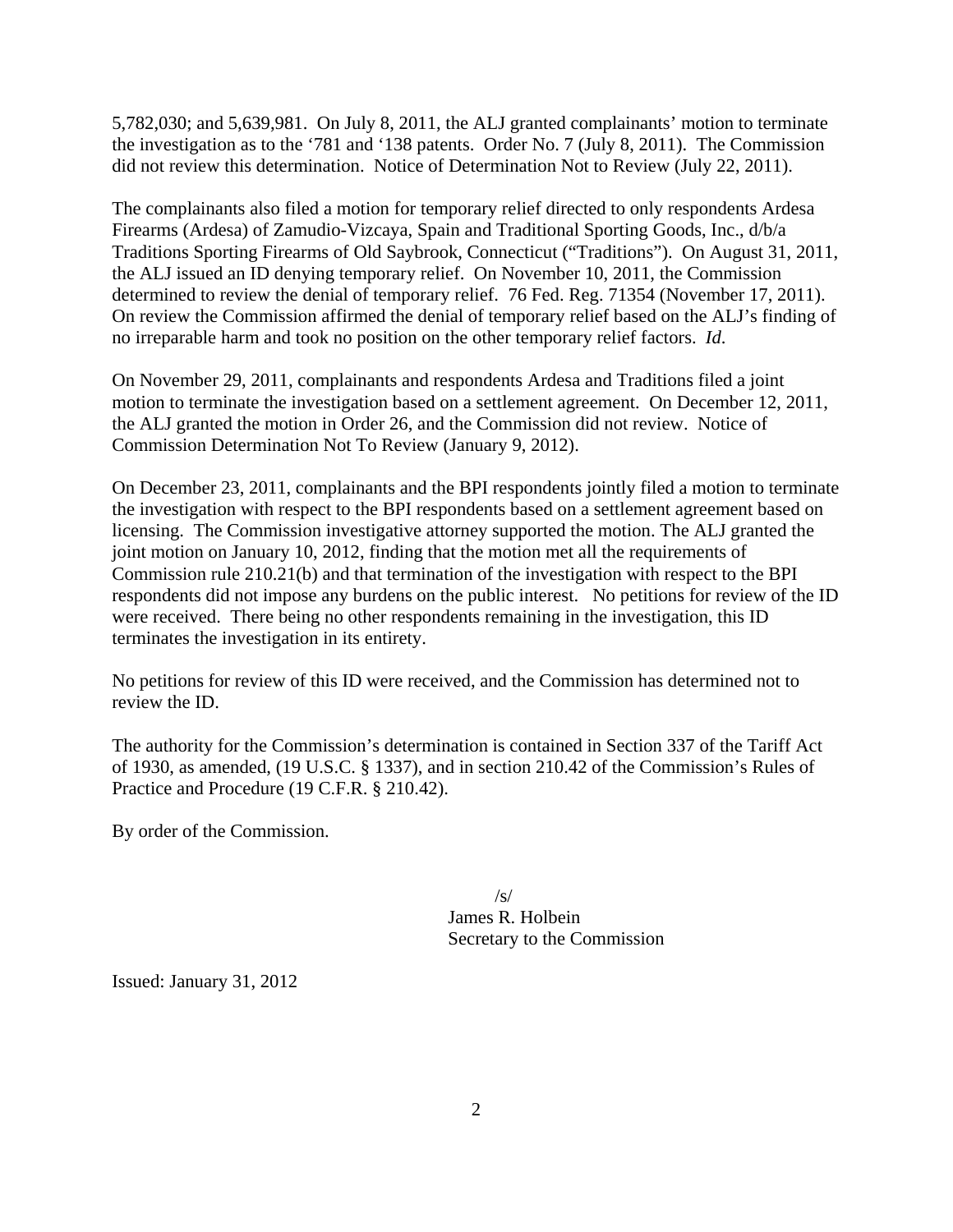5,782,030; and 5,639,981. On July 8, 2011, the ALJ granted complainants' motion to terminate the investigation as to the '781 and '138 patents. Order No. 7 (July 8, 2011). The Commission did not review this determination. Notice of Determination Not to Review (July 22, 2011).

The complainants also filed a motion for temporary relief directed to only respondents Ardesa Firearms (Ardesa) of Zamudio-Vizcaya, Spain and Traditional Sporting Goods, Inc., d/b/a Traditions Sporting Firearms of Old Saybrook, Connecticut ("Traditions"). On August 31, 2011, the ALJ issued an ID denying temporary relief. On November 10, 2011, the Commission determined to review the denial of temporary relief. 76 Fed. Reg. 71354 (November 17, 2011). On review the Commission affirmed the denial of temporary relief based on the ALJ's finding of no irreparable harm and took no position on the other temporary relief factors. *Id*.

On November 29, 2011, complainants and respondents Ardesa and Traditions filed a joint motion to terminate the investigation based on a settlement agreement. On December 12, 2011, the ALJ granted the motion in Order 26, and the Commission did not review. Notice of Commission Determination Not To Review (January 9, 2012).

On December 23, 2011, complainants and the BPI respondents jointly filed a motion to terminate the investigation with respect to the BPI respondents based on a settlement agreement based on licensing. The Commission investigative attorney supported the motion. The ALJ granted the joint motion on January 10, 2012, finding that the motion met all the requirements of Commission rule 210.21(b) and that termination of the investigation with respect to the BPI respondents did not impose any burdens on the public interest. No petitions for review of the ID were received. There being no other respondents remaining in the investigation, this ID terminates the investigation in its entirety.

No petitions for review of this ID were received, and the Commission has determined not to review the ID.

The authority for the Commission's determination is contained in Section 337 of the Tariff Act of 1930, as amended, (19 U.S.C. § 1337), and in section 210.42 of the Commission's Rules of Practice and Procedure (19 C.F.R. § 210.42).

By order of the Commission.

/s/
James R. Holbein
Secretary to the Commission

Issued: January 31, 2012